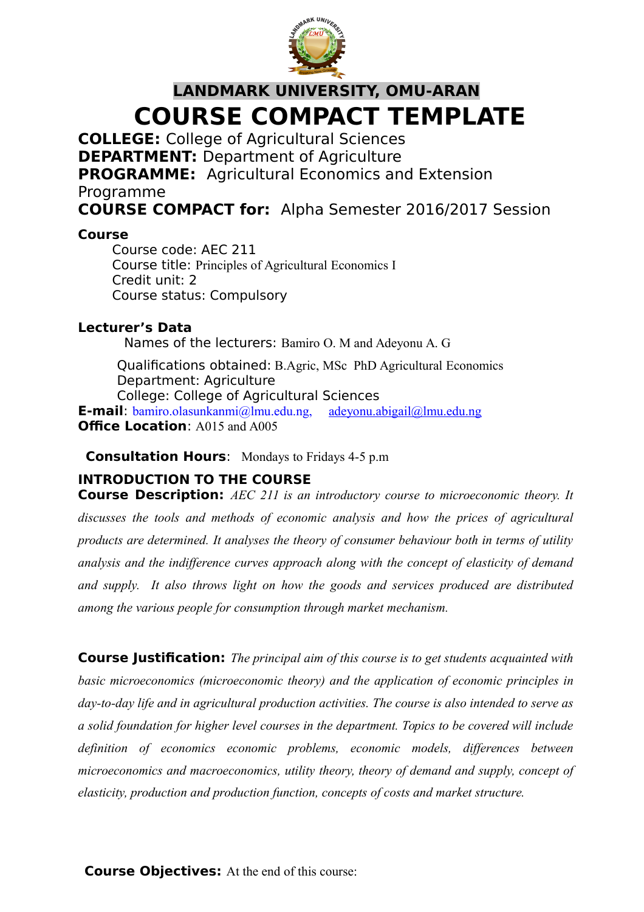**LANDMARK UNIVERSITY, OMU-ARAN**

# COURSE COMPACT TEMPLATE

**COLLEGE:** College of Agricultural Sciences
**DEPARTMENT:** Department of Agriculture
**PROGRAMME:** Agricultural Economics and Extension Programme
**COURSE COMPACT for:** Alpha Semester 2016/2017 Session

**Course**

Course code: AEC 211
Course title: Principles of Agricultural Economics I
Credit unit: 2
Course status: Compulsory

**Lecturer's Data**

Names of the lecturers: Bamiro O. M and Adeyonu A. G

Qualifications obtained: B.Agric, MSc PhD Agricultural Economics
Department: Agriculture
College: College of Agricultural Sciences

**E-mail**: bamiro.olasunkanmi@lmu.edu.ng, adeyonu.abigail@lmu.edu.ng
**Office Location**: A015 and A005

**Consultation Hours**: Mondays to Fridays 4-5 p.m

**INTRODUCTION TO THE COURSE**

**Course Description:** *AEC 211 is an introductory course to microeconomic theory. It discusses the tools and methods of economic analysis and how the prices of agricultural products are determined. It analyses the theory of consumer behaviour both in terms of utility analysis and the indifference curves approach along with the concept of elasticity of demand and supply. It also throws light on how the goods and services produced are distributed among the various people for consumption through market mechanism.*

**Course Justification:** *The principal aim of this course is to get students acquainted with basic microeconomics (microeconomic theory) and the application of economic principles in day-to-day life and in agricultural production activities. The course is also intended to serve as a solid foundation for higher level courses in the department. Topics to be covered will include definition of economics economic problems, economic models, differences between microeconomics and macroeconomics, utility theory, theory of demand and supply, concept of elasticity, production and production function, concepts of costs and market structure.*

**Course Objectives:** At the end of this course: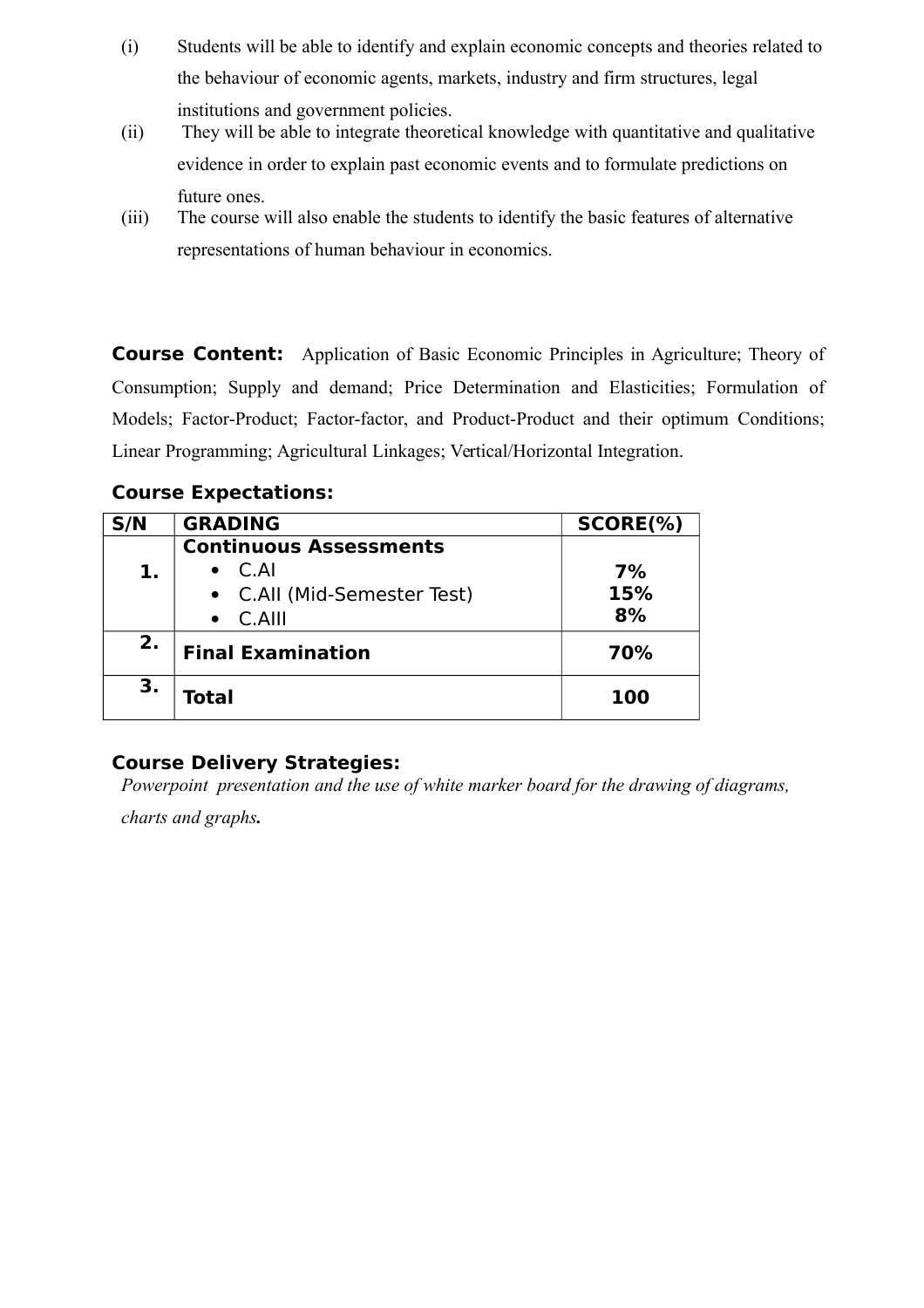(i) Students will be able to identify and explain economic concepts and theories related to the behaviour of economic agents, markets, industry and firm structures, legal institutions and government policies.

(ii) They will be able to integrate theoretical knowledge with quantitative and qualitative evidence in order to explain past economic events and to formulate predictions on future ones.

(iii) The course will also enable the students to identify the basic features of alternative representations of human behaviour in economics.

**Course Content:** Application of Basic Economic Principles in Agriculture; Theory of Consumption; Supply and demand; Price Determination and Elasticities; Formulation of Models; Factor-Product; Factor-factor, and Product-Product and their optimum Conditions; Linear Programming; Agricultural Linkages; Vertical/Horizontal Integration.

**Course Expectations:**

| S/N | GRADING | SCORE(%) |
|---|---|---|
| 1. | **Continuous Assessments**<br>• C.AI<br>• C.AII (Mid-Semester Test)<br>• C.AIII | <br>7%<br>15%<br>8% |
| 2. | **Final Examination** | **70%** |
| 3. | **Total** | **100** |

**Course Delivery Strategies:**

*Powerpoint presentation and the use of white marker board for the drawing of diagrams, charts and graphs.*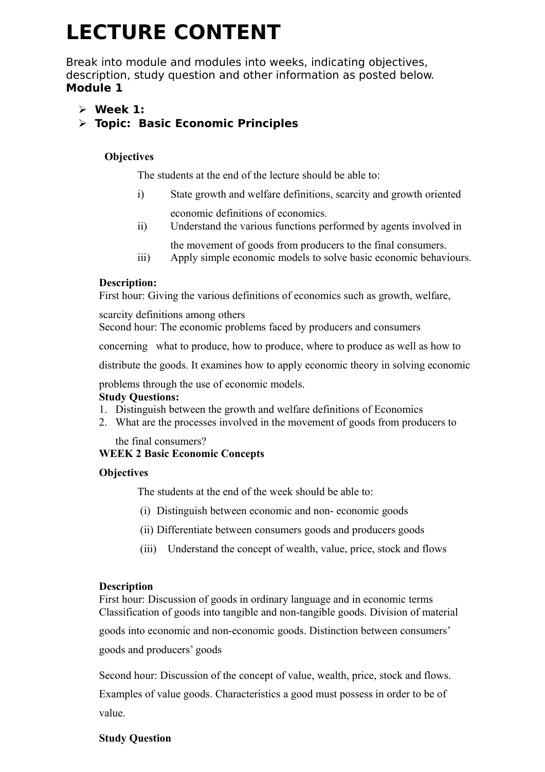# LECTURE CONTENT

Break into module and modules into weeks, indicating objectives, description, study question and other information as posted below.
**Module 1**

- **Week 1:**
- **Topic: Basic Economic Principles**

**Objectives**

The students at the end of the lecture should be able to:

i) State growth and welfare definitions, scarcity and growth oriented economic definitions of economics.

ii) Understand the various functions performed by agents involved in the movement of goods from producers to the final consumers.

iii) Apply simple economic models to solve basic economic behaviours.

**Description:**
First hour: Giving the various definitions of economics such as growth, welfare, scarcity definitions among others
Second hour: The economic problems faced by producers and consumers concerning what to produce, how to produce, where to produce as well as how to distribute the goods. It examines how to apply economic theory in solving economic problems through the use of economic models.
**Study Questions:**

1. Distinguish between the growth and welfare definitions of Economics
2. What are the processes involved in the movement of goods from producers to the final consumers?

**WEEK 2 Basic Economic Concepts**

**Objectives**

The students at the end of the week should be able to:

(i) Distinguish between economic and non- economic goods

(ii) Differentiate between consumers goods and producers goods

(iii) Understand the concept of wealth, value, price, stock and flows

**Description**
First hour: Discussion of goods in ordinary language and in economic terms Classification of goods into tangible and non-tangible goods. Division of material goods into economic and non-economic goods. Distinction between consumers' goods and producers' goods

Second hour: Discussion of the concept of value, wealth, price, stock and flows. Examples of value goods. Characteristics a good must possess in order to be of value.

**Study Question**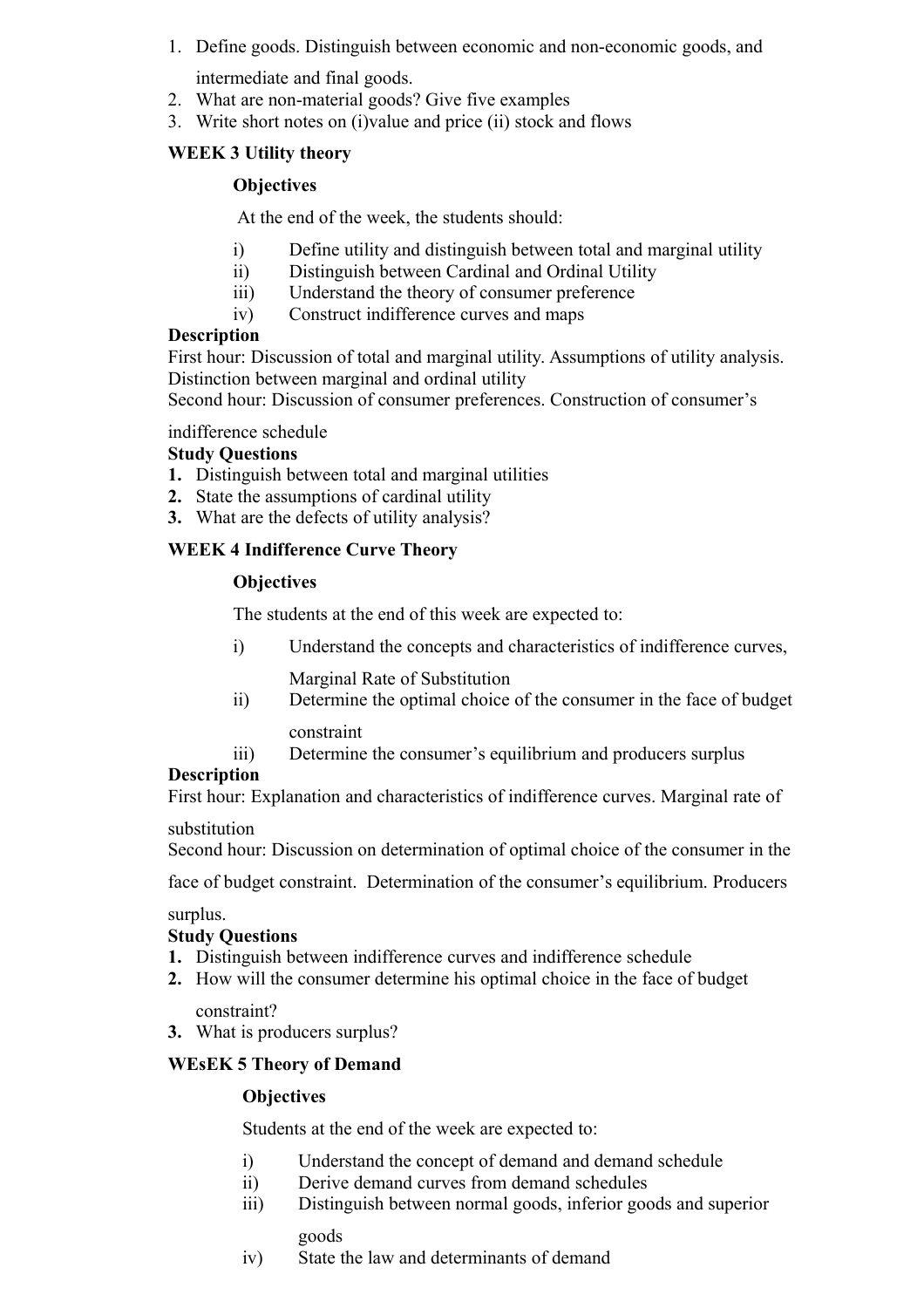1. Define goods. Distinguish between economic and non-economic goods, and intermediate and final goods.
2. What are non-material goods? Give five examples
3. Write short notes on (i)value and price (ii) stock and flows

**WEEK 3 Utility theory**

**Objectives**

At the end of the week, the students should:

i) Define utility and distinguish between total and marginal utility
ii) Distinguish between Cardinal and Ordinal Utility
iii) Understand the theory of consumer preference
iv) Construct indifference curves and maps

**Description**

First hour: Discussion of total and marginal utility. Assumptions of utility analysis. Distinction between marginal and ordinal utility
Second hour: Discussion of consumer preferences. Construction of consumer's indifference schedule

**Study Questions**

1. Distinguish between total and marginal utilities
2. State the assumptions of cardinal utility
3. What are the defects of utility analysis?

**WEEK 4 Indifference Curve Theory**

**Objectives**

The students at the end of this week are expected to:

i) Understand the concepts and characteristics of indifference curves, Marginal Rate of Substitution
ii) Determine the optimal choice of the consumer in the face of budget constraint
iii) Determine the consumer's equilibrium and producers surplus

**Description**

First hour: Explanation and characteristics of indifference curves. Marginal rate of substitution
Second hour: Discussion on determination of optimal choice of the consumer in the face of budget constraint. Determination of the consumer's equilibrium. Producers surplus.

**Study Questions**

1. Distinguish between indifference curves and indifference schedule
2. How will the consumer determine his optimal choice in the face of budget constraint?
3. What is producers surplus?

**WEsEK 5 Theory of Demand**

**Objectives**

Students at the end of the week are expected to:

i) Understand the concept of demand and demand schedule
ii) Derive demand curves from demand schedules
iii) Distinguish between normal goods, inferior goods and superior goods
iv) State the law and determinants of demand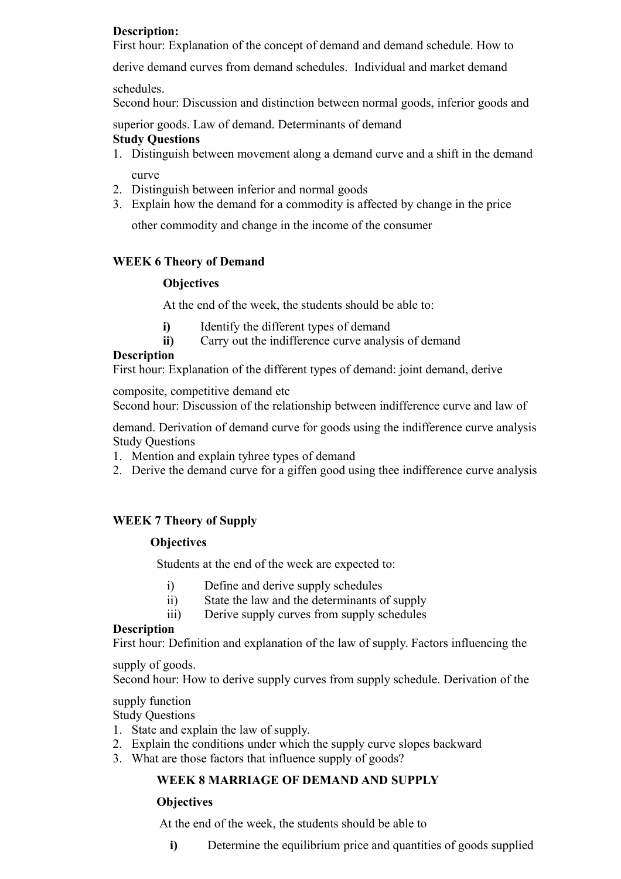**Description:**
First hour: Explanation of the concept of demand and demand schedule. How to derive demand curves from demand schedules. Individual and market demand schedules.
Second hour: Discussion and distinction between normal goods, inferior goods and superior goods. Law of demand. Determinants of demand

**Study Questions**

1. Distinguish between movement along a demand curve and a shift in the demand curve
2. Distinguish between inferior and normal goods
3. Explain how the demand for a commodity is affected by change in the price other commodity and change in the income of the consumer

## WEEK 6 Theory of Demand

**Objectives**

At the end of the week, the students should be able to:

**i)** Identify the different types of demand
**ii)** Carry out the indifference curve analysis of demand

**Description**
First hour: Explanation of the different types of demand: joint demand, derive composite, competitive demand etc
Second hour: Discussion of the relationship between indifference curve and law of demand. Derivation of demand curve for goods using the indifference curve analysis

Study Questions

1. Mention and explain tyhree types of demand
2. Derive the demand curve for a giffen good using thee indifference curve analysis

## WEEK 7 Theory of Supply

**Objectives**

Students at the end of the week are expected to:

i) Define and derive supply schedules
ii) State the law and the determinants of supply
iii) Derive supply curves from supply schedules

**Description**
First hour: Definition and explanation of the law of supply. Factors influencing the supply of goods.
Second hour: How to derive supply curves from supply schedule. Derivation of the supply function

Study Questions

1. State and explain the law of supply.
2. Explain the conditions under which the supply curve slopes backward
3. What are those factors that influence supply of goods?

## WEEK 8 MARRIAGE OF DEMAND AND SUPPLY

**Objectives**

At the end of the week, the students should be able to

**i)** Determine the equilibrium price and quantities of goods supplied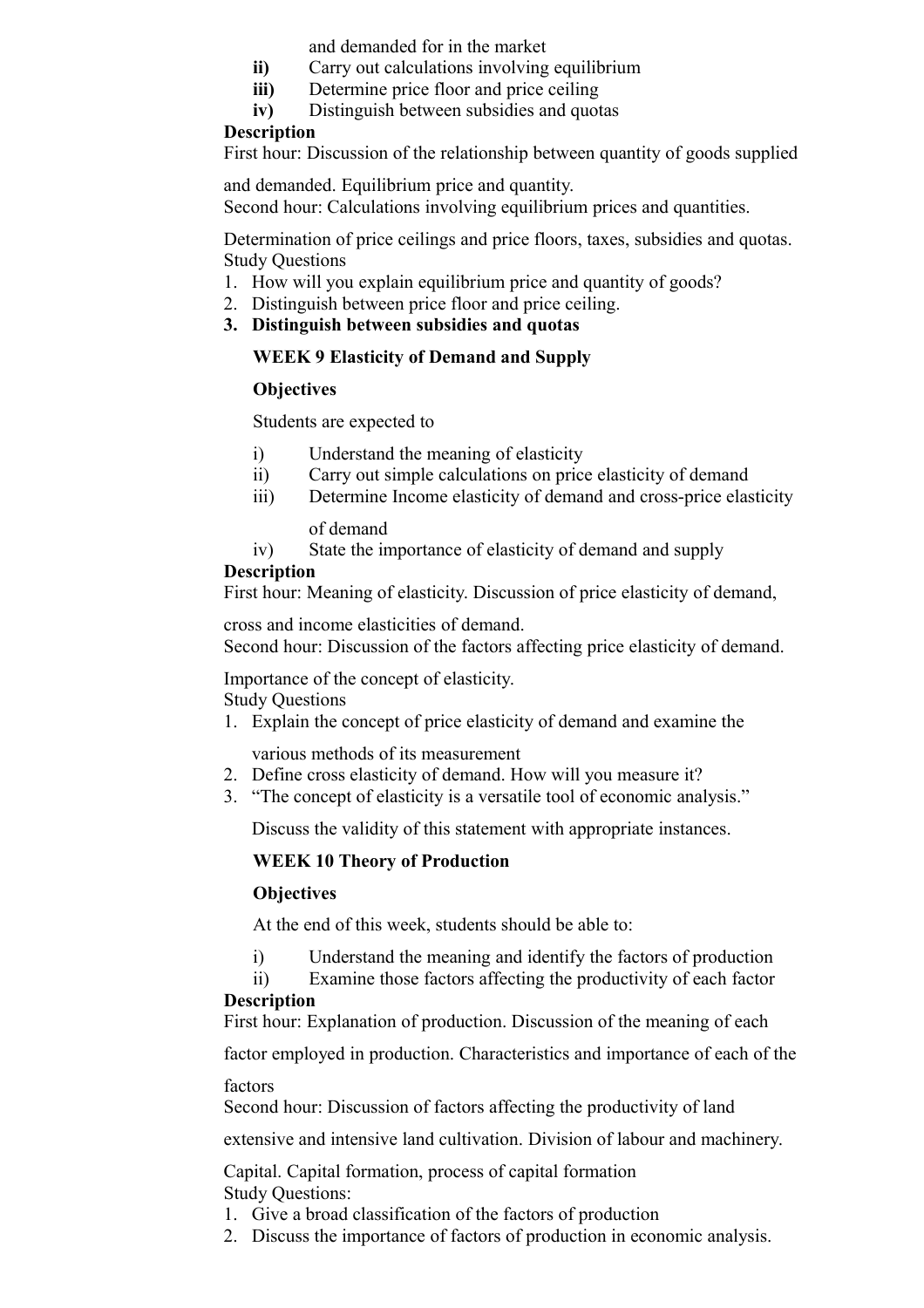and demanded for in the market

**ii)** Carry out calculations involving equilibrium

**iii)** Determine price floor and price ceiling

**iv)** Distinguish between subsidies and quotas

**Description**

First hour: Discussion of the relationship between quantity of goods supplied and demanded. Equilibrium price and quantity.

Second hour: Calculations involving equilibrium prices and quantities. Determination of price ceilings and price floors, taxes, subsidies and quotas.

Study Questions

1. How will you explain equilibrium price and quantity of goods?
2. Distinguish between price floor and price ceiling.
3. **Distinguish between subsidies and quotas**

**WEEK 9 Elasticity of Demand and Supply**

**Objectives**

Students are expected to

i) Understand the meaning of elasticity

ii) Carry out simple calculations on price elasticity of demand

iii) Determine Income elasticity of demand and cross-price elasticity of demand

iv) State the importance of elasticity of demand and supply

**Description**

First hour: Meaning of elasticity. Discussion of price elasticity of demand, cross and income elasticities of demand.

Second hour: Discussion of the factors affecting price elasticity of demand. Importance of the concept of elasticity.

Study Questions

1. Explain the concept of price elasticity of demand and examine the various methods of its measurement
2. Define cross elasticity of demand. How will you measure it?
3. "The concept of elasticity is a versatile tool of economic analysis." Discuss the validity of this statement with appropriate instances.

**WEEK 10 Theory of Production**

**Objectives**

At the end of this week, students should be able to:

i) Understand the meaning and identify the factors of production

ii) Examine those factors affecting the productivity of each factor

**Description**

First hour: Explanation of production. Discussion of the meaning of each factor employed in production. Characteristics and importance of each of the factors

Second hour: Discussion of factors affecting the productivity of land extensive and intensive land cultivation. Division of labour and machinery. Capital. Capital formation, process of capital formation

Study Questions:

1. Give a broad classification of the factors of production
2. Discuss the importance of factors of production in economic analysis.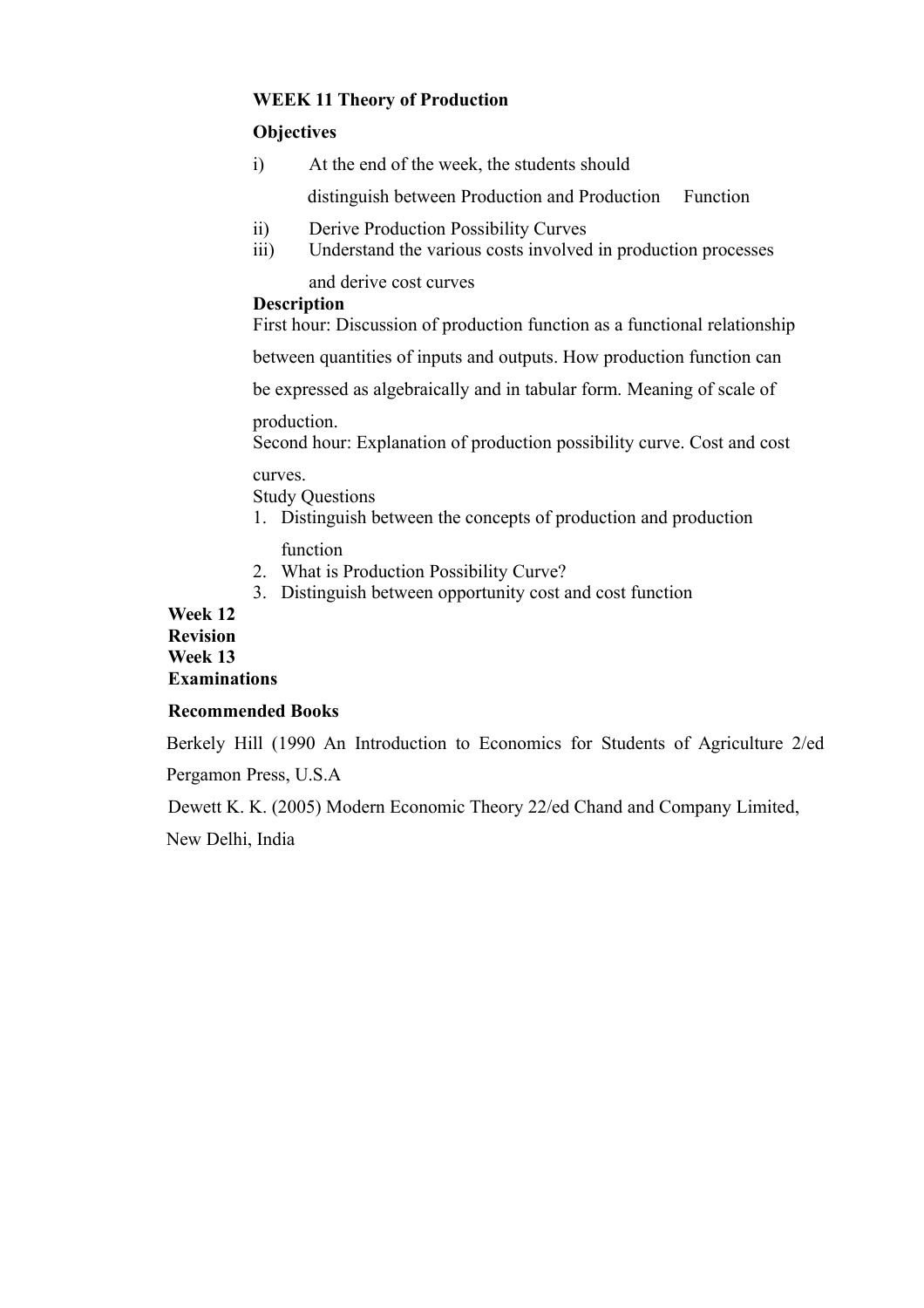**WEEK 11 Theory of Production**

**Objectives**

i) At the end of the week, the students should distinguish between Production and Production Function

ii) Derive Production Possibility Curves

iii) Understand the various costs involved in production processes and derive cost curves

**Description**

First hour: Discussion of production function as a functional relationship between quantities of inputs and outputs. How production function can be expressed as algebraically and in tabular form. Meaning of scale of production.

Second hour: Explanation of production possibility curve. Cost and cost curves.

Study Questions

1. Distinguish between the concepts of production and production function
2. What is Production Possibility Curve?
3. Distinguish between opportunity cost and cost function

**Week 12**

**Revision**

**Week 13**

**Examinations**

**Recommended Books**

Berkely Hill (1990 An Introduction to Economics for Students of Agriculture 2/ed Pergamon Press, U.S.A

Dewett K. K. (2005) Modern Economic Theory 22/ed Chand and Company Limited, New Delhi, India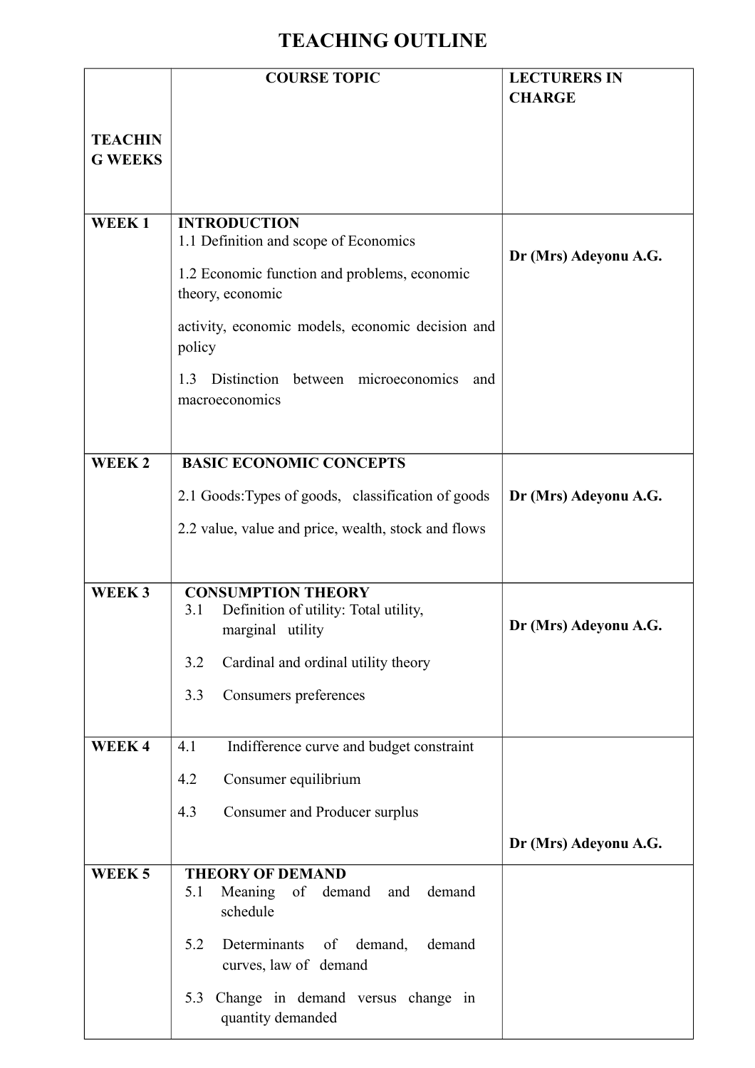# TEACHING OUTLINE

| TEACHING WEEKS | COURSE TOPIC | LECTURERS IN CHARGE |
|---|---|---|
| WEEK 1 | **INTRODUCTION**<br>1.1 Definition and scope of Economics<br>1.2 Economic function and problems, economic theory, economic<br>activity, economic models, economic decision and policy<br>1.3 Distinction between microeconomics and macroeconomics | **Dr (Mrs) Adeyonu A.G.** |
| WEEK 2 | **BASIC ECONOMIC CONCEPTS**<br>2.1 Goods:Types of goods, classification of goods<br>2.2 value, value and price, wealth, stock and flows | **Dr (Mrs) Adeyonu A.G.** |
| WEEK 3 | **CONSUMPTION THEORY**<br>3.1 Definition of utility: Total utility, marginal utility<br>3.2 Cardinal and ordinal utility theory<br>3.3 Consumers preferences | **Dr (Mrs) Adeyonu A.G.** |
| WEEK 4 | 4.1 Indifference curve and budget constraint<br>4.2 Consumer equilibrium<br>4.3 Consumer and Producer surplus | **Dr (Mrs) Adeyonu A.G.** |
| WEEK 5 | **THEORY OF DEMAND**<br>5.1 Meaning of demand and demand schedule<br>5.2 Determinants of demand, demand curves, law of demand<br>5.3 Change in demand versus change in quantity demanded | |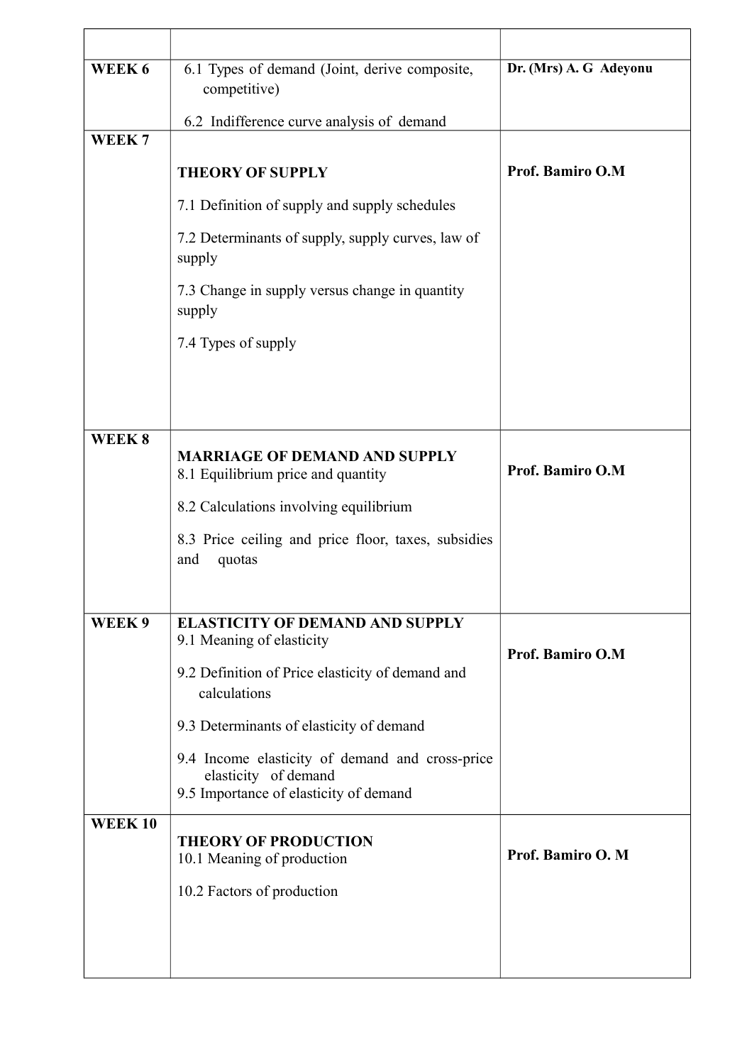| | | |
|---|---|---|
| **WEEK 6** | 6.1 Types of demand (Joint, derive composite, competitive)<br><br>6.2 Indifference curve analysis of demand | **Dr. (Mrs) A. G Adeyonu** |
| **WEEK 7** | **THEORY OF SUPPLY**<br><br>7.1 Definition of supply and supply schedules<br><br>7.2 Determinants of supply, supply curves, law of supply<br><br>7.3 Change in supply versus change in quantity supply<br><br>7.4 Types of supply | **Prof. Bamiro O.M** |
| **WEEK 8** | **MARRIAGE OF DEMAND AND SUPPLY**<br>8.1 Equilibrium price and quantity<br><br>8.2 Calculations involving equilibrium<br><br>8.3 Price ceiling and price floor, taxes, subsidies and quotas | **Prof. Bamiro O.M** |
| **WEEK 9** | **ELASTICITY OF DEMAND AND SUPPLY**<br>9.1 Meaning of elasticity<br><br>9.2 Definition of Price elasticity of demand and calculations<br><br>9.3 Determinants of elasticity of demand<br><br>9.4 Income elasticity of demand and cross-price elasticity of demand<br>9.5 Importance of elasticity of demand | **Prof. Bamiro O.M** |
| **WEEK 10** | **THEORY OF PRODUCTION**<br>10.1 Meaning of production<br><br>10.2 Factors of production | **Prof. Bamiro O. M** |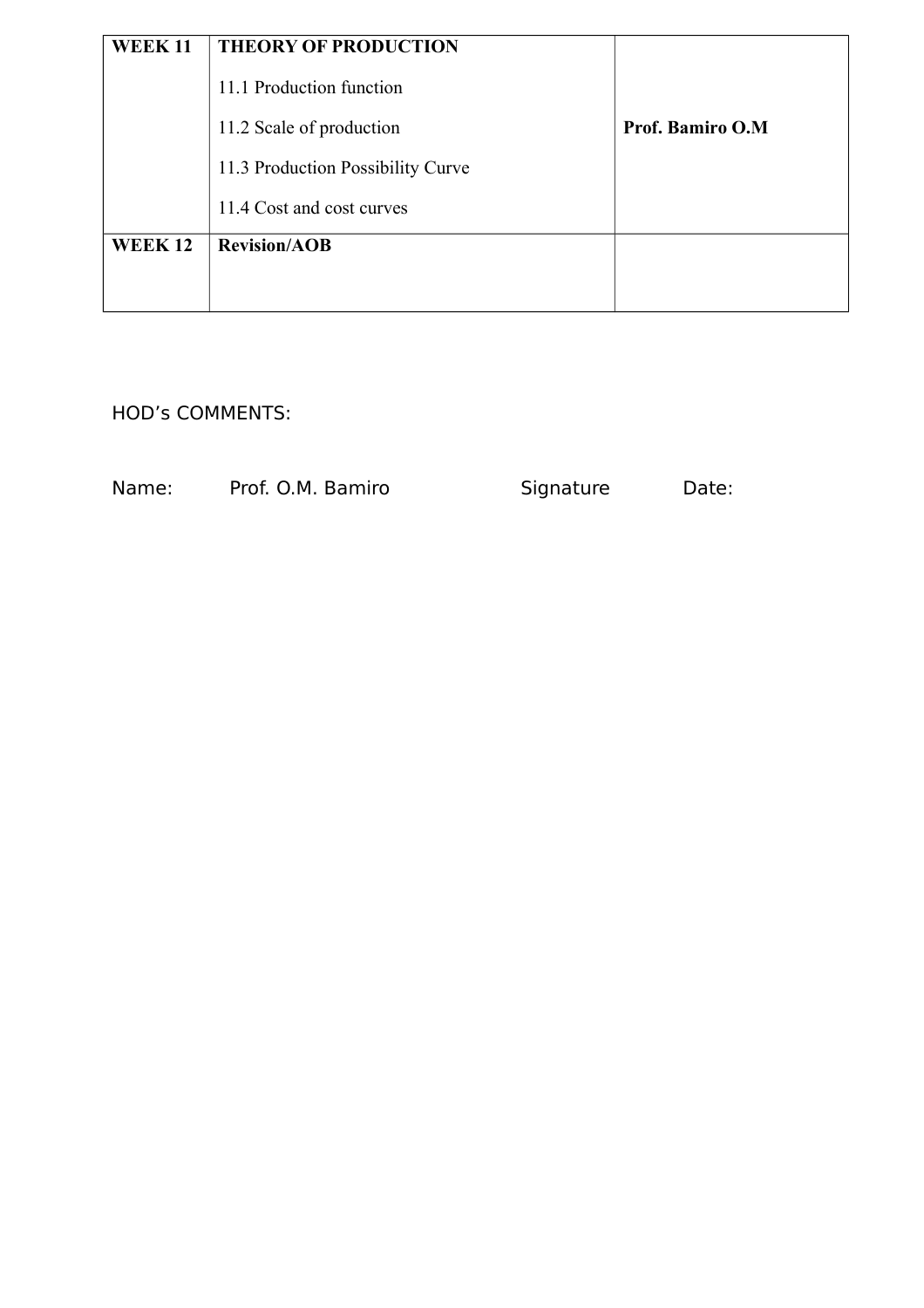| | | |
|---|---|---|
| **WEEK 11** | **THEORY OF PRODUCTION**<br><br>11.1 Production function<br><br>11.2 Scale of production<br><br>11.3 Production Possibility Curve<br><br>11.4 Cost and cost curves | **Prof. Bamiro O.M** |
| **WEEK 12** | **Revision/AOB** | |

HOD's COMMENTS:

Name: Prof. O.M. Bamiro Signature Date: